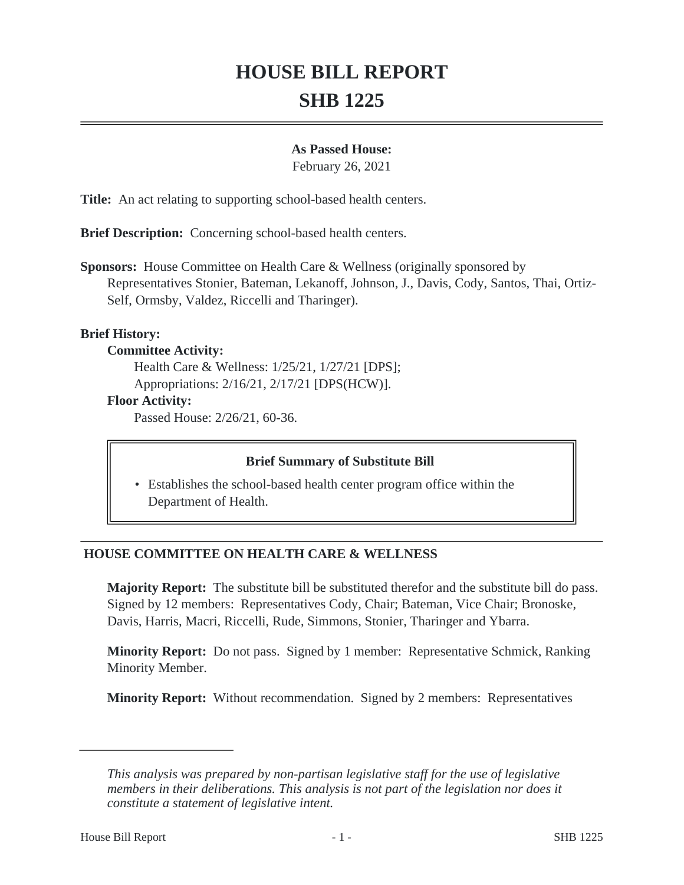# HOUSE BILL REPORT
# SHB 1225

**As Passed House:**
February 26, 2021

**Title:** An act relating to supporting school-based health centers.

**Brief Description:** Concerning school-based health centers.

**Sponsors:** House Committee on Health Care & Wellness (originally sponsored by Representatives Stonier, Bateman, Lekanoff, Johnson, J., Davis, Cody, Santos, Thai, Ortiz-Self, Ormsby, Valdez, Riccelli and Tharinger).

**Brief History:**

**Committee Activity:**

Health Care & Wellness: 1/25/21, 1/27/21 [DPS];
Appropriations: 2/16/21, 2/17/21 [DPS(HCW)].

**Floor Activity:**

Passed House: 2/26/21, 60-36.

**Brief Summary of Substitute Bill**

- Establishes the school-based health center program office within the Department of Health.

## HOUSE COMMITTEE ON HEALTH CARE & WELLNESS

**Majority Report:** The substitute bill be substituted therefor and the substitute bill do pass. Signed by 12 members: Representatives Cody, Chair; Bateman, Vice Chair; Bronoske, Davis, Harris, Macri, Riccelli, Rude, Simmons, Stonier, Tharinger and Ybarra.

**Minority Report:** Do not pass. Signed by 1 member: Representative Schmick, Ranking Minority Member.

**Minority Report:** Without recommendation. Signed by 2 members: Representatives

*This analysis was prepared by non-partisan legislative staff for the use of legislative members in their deliberations. This analysis is not part of the legislation nor does it constitute a statement of legislative intent.*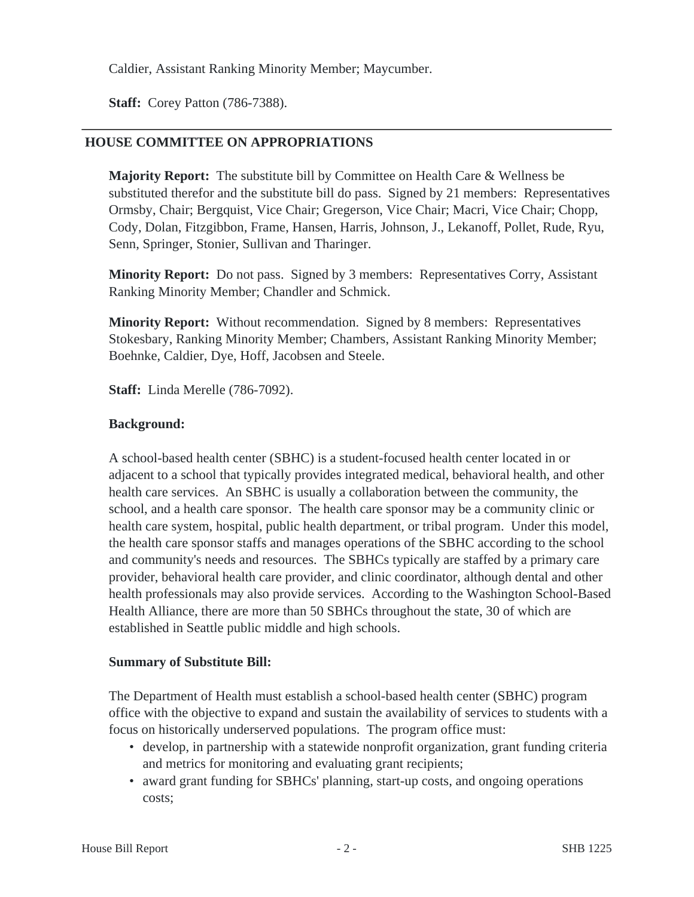Caldier, Assistant Ranking Minority Member; Maycumber.

**Staff:** Corey Patton (786-7388).

---

## HOUSE COMMITTEE ON APPROPRIATIONS

**Majority Report:** The substitute bill by Committee on Health Care & Wellness be substituted therefor and the substitute bill do pass. Signed by 21 members: Representatives Ormsby, Chair; Bergquist, Vice Chair; Gregerson, Vice Chair; Macri, Vice Chair; Chopp, Cody, Dolan, Fitzgibbon, Frame, Hansen, Harris, Johnson, J., Lekanoff, Pollet, Rude, Ryu, Senn, Springer, Stonier, Sullivan and Tharinger.

**Minority Report:** Do not pass. Signed by 3 members: Representatives Corry, Assistant Ranking Minority Member; Chandler and Schmick.

**Minority Report:** Without recommendation. Signed by 8 members: Representatives Stokesbary, Ranking Minority Member; Chambers, Assistant Ranking Minority Member; Boehnke, Caldier, Dye, Hoff, Jacobsen and Steele.

**Staff:** Linda Merelle (786-7092).

**Background:**

A school-based health center (SBHC) is a student-focused health center located in or adjacent to a school that typically provides integrated medical, behavioral health, and other health care services. An SBHC is usually a collaboration between the community, the school, and a health care sponsor. The health care sponsor may be a community clinic or health care system, hospital, public health department, or tribal program. Under this model, the health care sponsor staffs and manages operations of the SBHC according to the school and community's needs and resources. The SBHCs typically are staffed by a primary care provider, behavioral health care provider, and clinic coordinator, although dental and other health professionals may also provide services. According to the Washington School-Based Health Alliance, there are more than 50 SBHCs throughout the state, 30 of which are established in Seattle public middle and high schools.

**Summary of Substitute Bill:**

The Department of Health must establish a school-based health center (SBHC) program office with the objective to expand and sustain the availability of services to students with a focus on historically underserved populations. The program office must:

- develop, in partnership with a statewide nonprofit organization, grant funding criteria and metrics for monitoring and evaluating grant recipients;
- award grant funding for SBHCs' planning, start-up costs, and ongoing operations costs;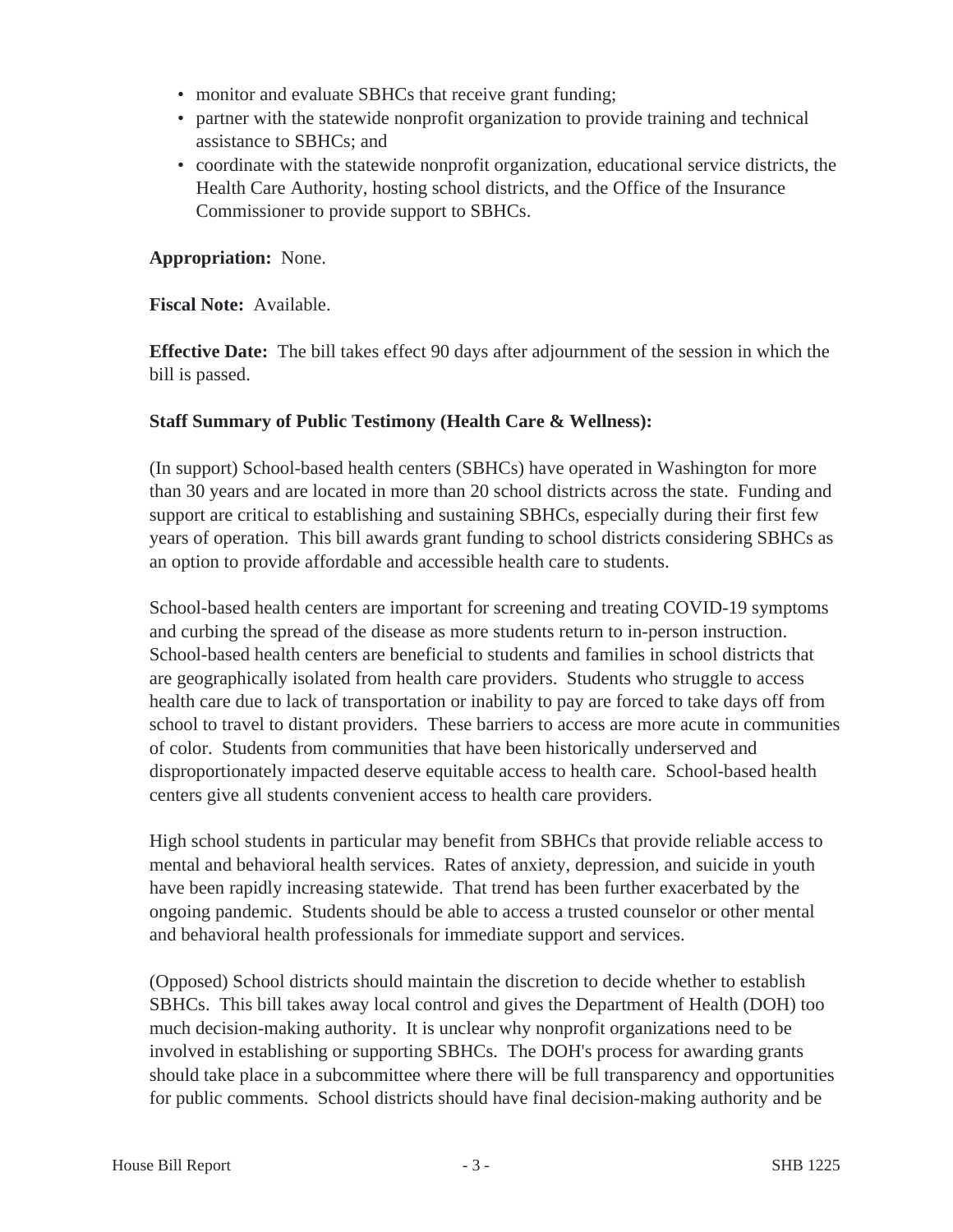- monitor and evaluate SBHCs that receive grant funding;
- partner with the statewide nonprofit organization to provide training and technical assistance to SBHCs; and
- coordinate with the statewide nonprofit organization, educational service districts, the Health Care Authority, hosting school districts, and the Office of the Insurance Commissioner to provide support to SBHCs.

**Appropriation:** None.

**Fiscal Note:** Available.

**Effective Date:** The bill takes effect 90 days after adjournment of the session in which the bill is passed.

**Staff Summary of Public Testimony (Health Care & Wellness):**

(In support) School-based health centers (SBHCs) have operated in Washington for more than 30 years and are located in more than 20 school districts across the state. Funding and support are critical to establishing and sustaining SBHCs, especially during their first few years of operation. This bill awards grant funding to school districts considering SBHCs as an option to provide affordable and accessible health care to students.

School-based health centers are important for screening and treating COVID-19 symptoms and curbing the spread of the disease as more students return to in-person instruction. School-based health centers are beneficial to students and families in school districts that are geographically isolated from health care providers. Students who struggle to access health care due to lack of transportation or inability to pay are forced to take days off from school to travel to distant providers. These barriers to access are more acute in communities of color. Students from communities that have been historically underserved and disproportionately impacted deserve equitable access to health care. School-based health centers give all students convenient access to health care providers.

High school students in particular may benefit from SBHCs that provide reliable access to mental and behavioral health services. Rates of anxiety, depression, and suicide in youth have been rapidly increasing statewide. That trend has been further exacerbated by the ongoing pandemic. Students should be able to access a trusted counselor or other mental and behavioral health professionals for immediate support and services.

(Opposed) School districts should maintain the discretion to decide whether to establish SBHCs. This bill takes away local control and gives the Department of Health (DOH) too much decision-making authority. It is unclear why nonprofit organizations need to be involved in establishing or supporting SBHCs. The DOH's process for awarding grants should take place in a subcommittee where there will be full transparency and opportunities for public comments. School districts should have final decision-making authority and be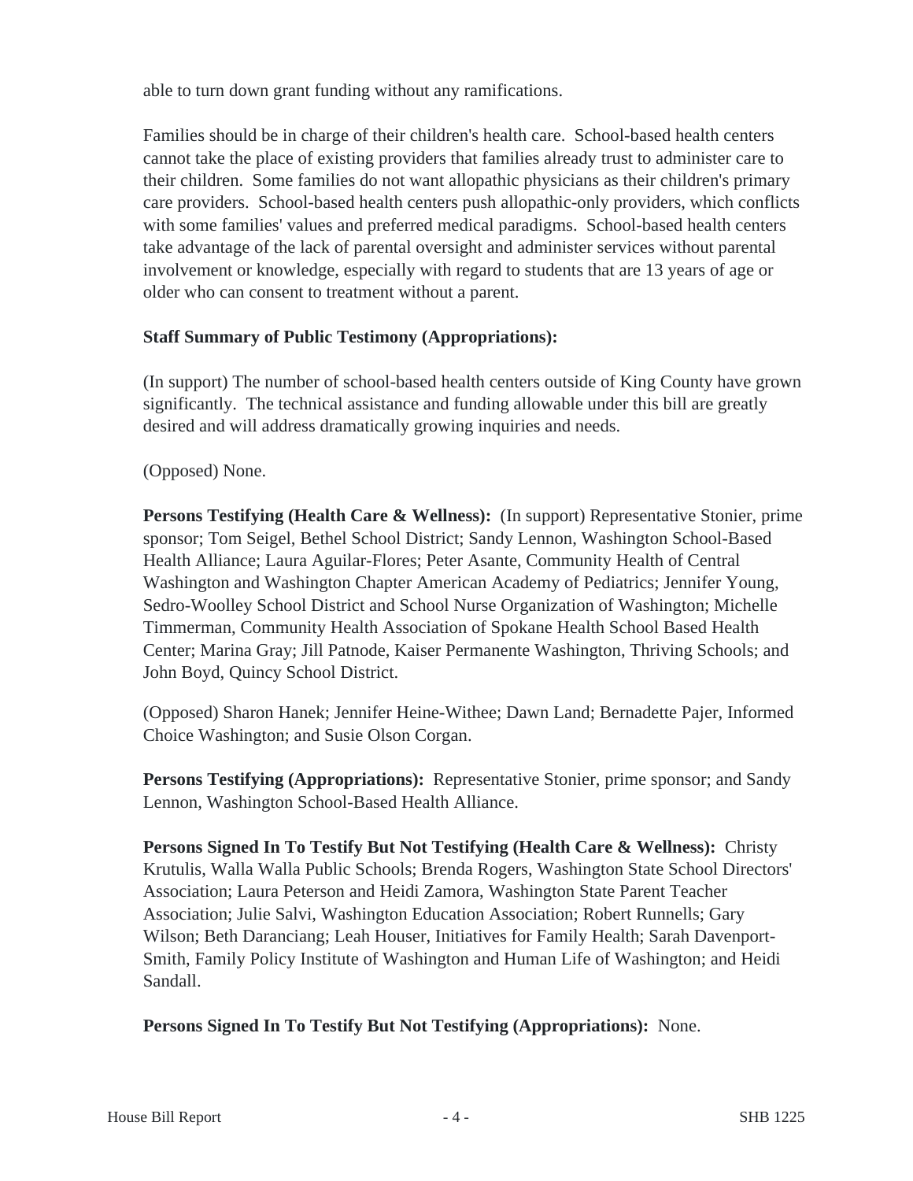able to turn down grant funding without any ramifications.

Families should be in charge of their children's health care. School-based health centers cannot take the place of existing providers that families already trust to administer care to their children. Some families do not want allopathic physicians as their children's primary care providers. School-based health centers push allopathic-only providers, which conflicts with some families' values and preferred medical paradigms. School-based health centers take advantage of the lack of parental oversight and administer services without parental involvement or knowledge, especially with regard to students that are 13 years of age or older who can consent to treatment without a parent.

**Staff Summary of Public Testimony (Appropriations):**

(In support) The number of school-based health centers outside of King County have grown significantly. The technical assistance and funding allowable under this bill are greatly desired and will address dramatically growing inquiries and needs.

(Opposed) None.

**Persons Testifying (Health Care & Wellness):** (In support) Representative Stonier, prime sponsor; Tom Seigel, Bethel School District; Sandy Lennon, Washington School-Based Health Alliance; Laura Aguilar-Flores; Peter Asante, Community Health of Central Washington and Washington Chapter American Academy of Pediatrics; Jennifer Young, Sedro-Woolley School District and School Nurse Organization of Washington; Michelle Timmerman, Community Health Association of Spokane Health School Based Health Center; Marina Gray; Jill Patnode, Kaiser Permanente Washington, Thriving Schools; and John Boyd, Quincy School District.

(Opposed) Sharon Hanek; Jennifer Heine-Withee; Dawn Land; Bernadette Pajer, Informed Choice Washington; and Susie Olson Corgan.

**Persons Testifying (Appropriations):** Representative Stonier, prime sponsor; and Sandy Lennon, Washington School-Based Health Alliance.

**Persons Signed In To Testify But Not Testifying (Health Care & Wellness):** Christy Krutulis, Walla Walla Public Schools; Brenda Rogers, Washington State School Directors' Association; Laura Peterson and Heidi Zamora, Washington State Parent Teacher Association; Julie Salvi, Washington Education Association; Robert Runnells; Gary Wilson; Beth Daranciang; Leah Houser, Initiatives for Family Health; Sarah Davenport-Smith, Family Policy Institute of Washington and Human Life of Washington; and Heidi Sandall.

**Persons Signed In To Testify But Not Testifying (Appropriations):** None.